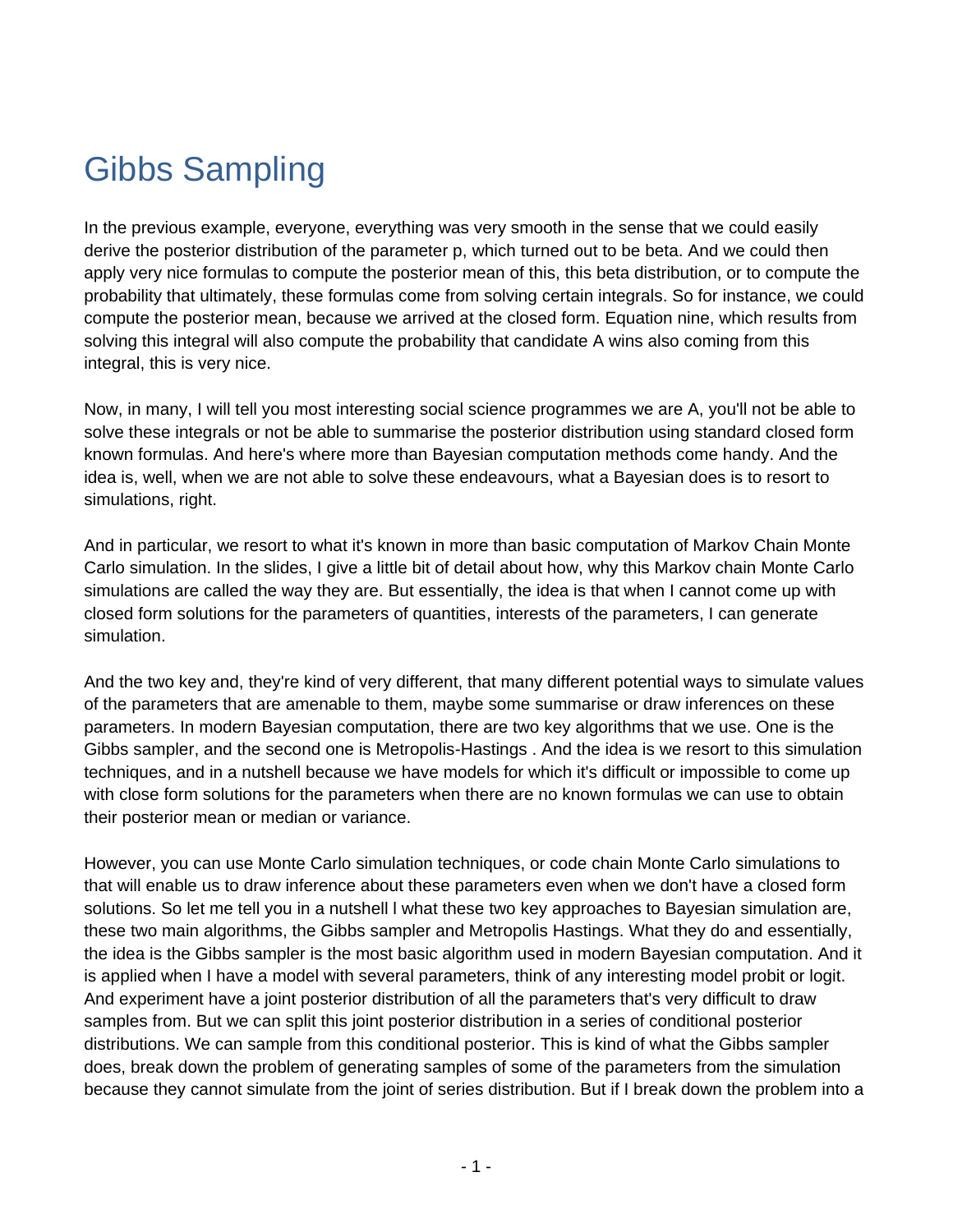# Gibbs Sampling

In the previous example, everyone, everything was very smooth in the sense that we could easily derive the posterior distribution of the parameter p, which turned out to be beta. And we could then apply very nice formulas to compute the posterior mean of this, this beta distribution, or to compute the probability that ultimately, these formulas come from solving certain integrals. So for instance, we could compute the posterior mean, because we arrived at the closed form. Equation nine, which results from solving this integral will also compute the probability that candidate A wins also coming from this integral, this is very nice.

Now, in many, I will tell you most interesting social science programmes we are A, you'll not be able to solve these integrals or not be able to summarise the posterior distribution using standard closed form known formulas. And here's where more than Bayesian computation methods come handy. And the idea is, well, when we are not able to solve these endeavours, what a Bayesian does is to resort to simulations, right.

And in particular, we resort to what it's known in more than basic computation of Markov Chain Monte Carlo simulation. In the slides, I give a little bit of detail about how, why this Markov chain Monte Carlo simulations are called the way they are. But essentially, the idea is that when I cannot come up with closed form solutions for the parameters of quantities, interests of the parameters, I can generate simulation.

And the two key and, they're kind of very different, that many different potential ways to simulate values of the parameters that are amenable to them, maybe some summarise or draw inferences on these parameters. In modern Bayesian computation, there are two key algorithms that we use. One is the Gibbs sampler, and the second one is Metropolis-Hastings . And the idea is we resort to this simulation techniques, and in a nutshell because we have models for which it's difficult or impossible to come up with close form solutions for the parameters when there are no known formulas we can use to obtain their posterior mean or median or variance.

However, you can use Monte Carlo simulation techniques, or code chain Monte Carlo simulations to that will enable us to draw inference about these parameters even when we don't have a closed form solutions. So let me tell you in a nutshell l what these two key approaches to Bayesian simulation are, these two main algorithms, the Gibbs sampler and Metropolis Hastings. What they do and essentially, the idea is the Gibbs sampler is the most basic algorithm used in modern Bayesian computation. And it is applied when I have a model with several parameters, think of any interesting model probit or logit. And experiment have a joint posterior distribution of all the parameters that's very difficult to draw samples from. But we can split this joint posterior distribution in a series of conditional posterior distributions. We can sample from this conditional posterior. This is kind of what the Gibbs sampler does, break down the problem of generating samples of some of the parameters from the simulation because they cannot simulate from the joint of series distribution. But if I break down the problem into a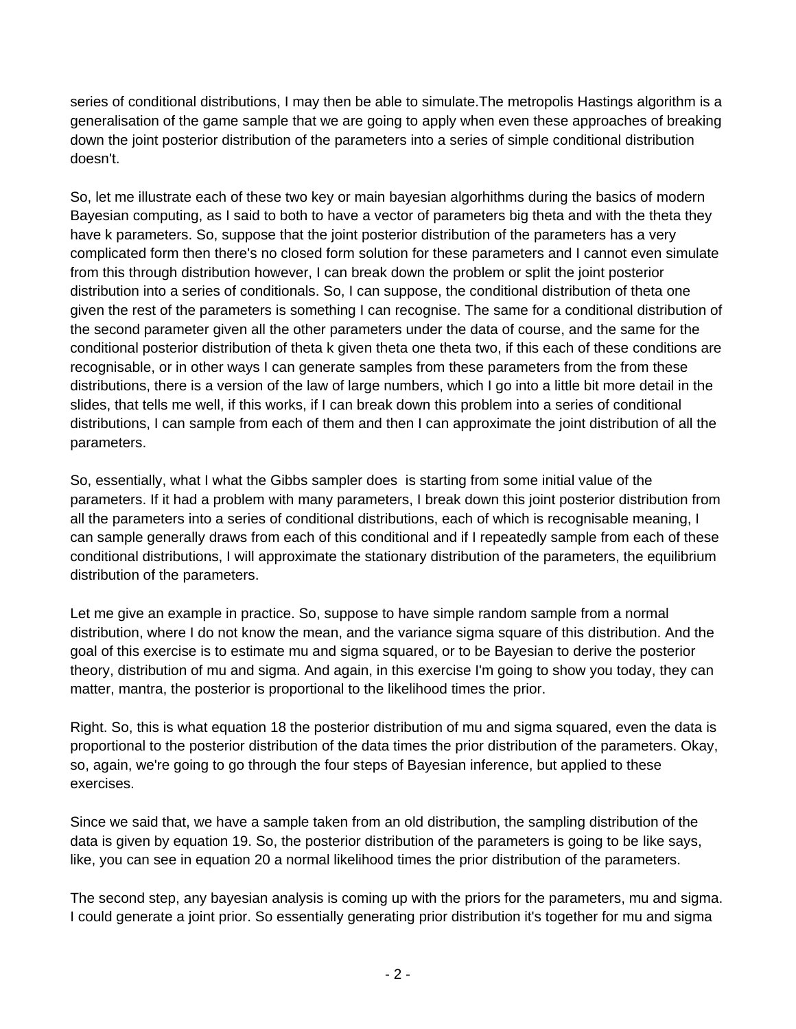series of conditional distributions, I may then be able to simulate.The metropolis Hastings algorithm is a generalisation of the game sample that we are going to apply when even these approaches of breaking down the joint posterior distribution of the parameters into a series of simple conditional distribution doesn't.

So, let me illustrate each of these two key or main bayesian algorhithms during the basics of modern Bayesian computing, as I said to both to have a vector of parameters big theta and with the theta they have k parameters. So, suppose that the joint posterior distribution of the parameters has a very complicated form then there's no closed form solution for these parameters and I cannot even simulate from this through distribution however, I can break down the problem or split the joint posterior distribution into a series of conditionals. So, I can suppose, the conditional distribution of theta one given the rest of the parameters is something I can recognise. The same for a conditional distribution of the second parameter given all the other parameters under the data of course, and the same for the conditional posterior distribution of theta k given theta one theta two, if this each of these conditions are recognisable, or in other ways I can generate samples from these parameters from the from these distributions, there is a version of the law of large numbers, which I go into a little bit more detail in the slides, that tells me well, if this works, if I can break down this problem into a series of conditional distributions, I can sample from each of them and then I can approximate the joint distribution of all the parameters.

So, essentially, what I what the Gibbs sampler does is starting from some initial value of the parameters. If it had a problem with many parameters, I break down this joint posterior distribution from all the parameters into a series of conditional distributions, each of which is recognisable meaning, I can sample generally draws from each of this conditional and if I repeatedly sample from each of these conditional distributions, I will approximate the stationary distribution of the parameters, the equilibrium distribution of the parameters.

Let me give an example in practice. So, suppose to have simple random sample from a normal distribution, where I do not know the mean, and the variance sigma square of this distribution. And the goal of this exercise is to estimate mu and sigma squared, or to be Bayesian to derive the posterior theory, distribution of mu and sigma. And again, in this exercise I'm going to show you today, they can matter, mantra, the posterior is proportional to the likelihood times the prior.

Right. So, this is what equation 18 the posterior distribution of mu and sigma squared, even the data is proportional to the posterior distribution of the data times the prior distribution of the parameters. Okay, so, again, we're going to go through the four steps of Bayesian inference, but applied to these exercises.

Since we said that, we have a sample taken from an old distribution, the sampling distribution of the data is given by equation 19. So, the posterior distribution of the parameters is going to be like says, like, you can see in equation 20 a normal likelihood times the prior distribution of the parameters.

The second step, any bayesian analysis is coming up with the priors for the parameters, mu and sigma. I could generate a joint prior. So essentially generating prior distribution it's together for mu and sigma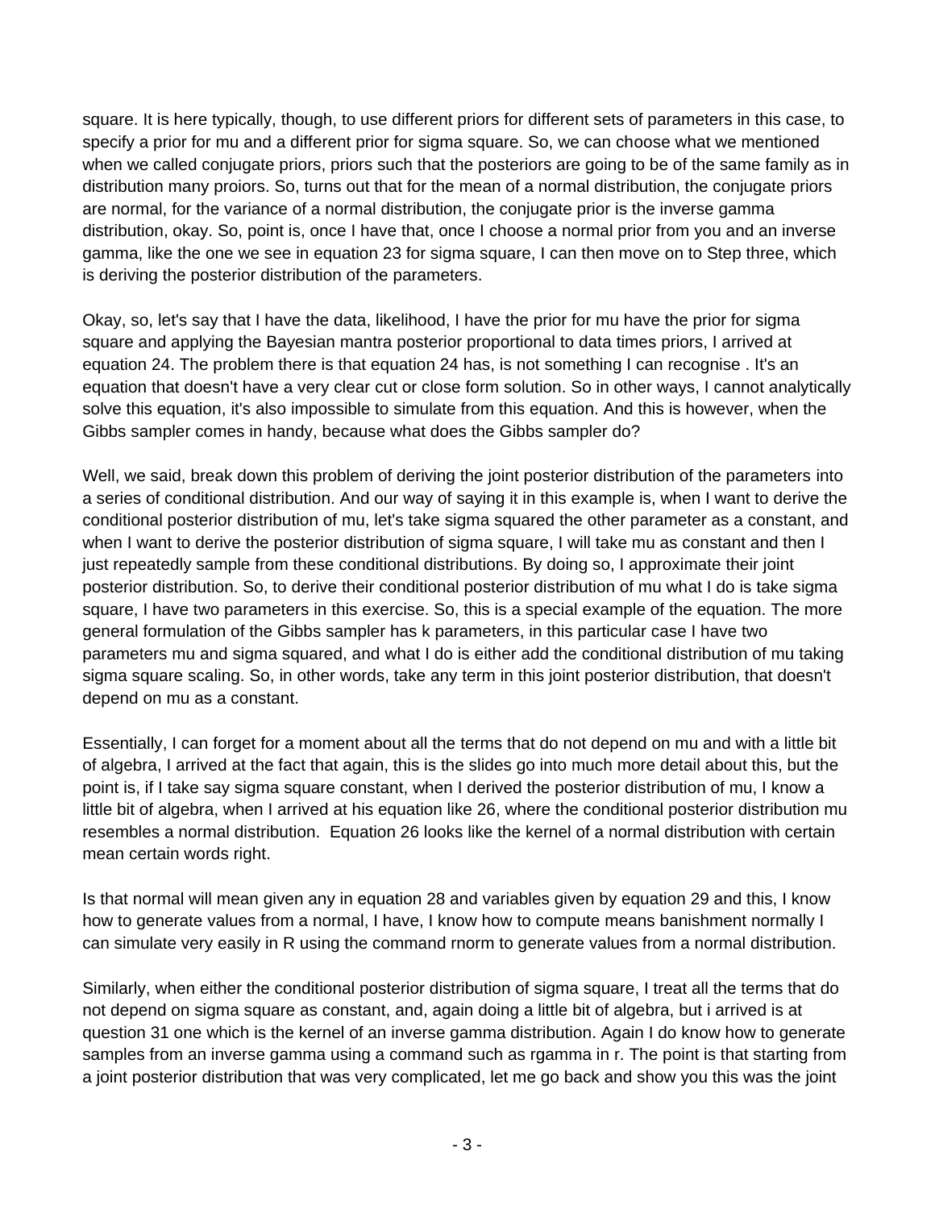square. It is here typically, though, to use different priors for different sets of parameters in this case, to specify a prior for mu and a different prior for sigma square. So, we can choose what we mentioned when we called conjugate priors, priors such that the posteriors are going to be of the same family as in distribution many proiors. So, turns out that for the mean of a normal distribution, the conjugate priors are normal, for the variance of a normal distribution, the conjugate prior is the inverse gamma distribution, okay. So, point is, once I have that, once I choose a normal prior from you and an inverse gamma, like the one we see in equation 23 for sigma square, I can then move on to Step three, which is deriving the posterior distribution of the parameters.

Okay, so, let's say that I have the data, likelihood, I have the prior for mu have the prior for sigma square and applying the Bayesian mantra posterior proportional to data times priors, I arrived at equation 24. The problem there is that equation 24 has, is not something I can recognise . It's an equation that doesn't have a very clear cut or close form solution. So in other ways, I cannot analytically solve this equation, it's also impossible to simulate from this equation. And this is however, when the Gibbs sampler comes in handy, because what does the Gibbs sampler do?

Well, we said, break down this problem of deriving the joint posterior distribution of the parameters into a series of conditional distribution. And our way of saying it in this example is, when I want to derive the conditional posterior distribution of mu, let's take sigma squared the other parameter as a constant, and when I want to derive the posterior distribution of sigma square, I will take mu as constant and then I just repeatedly sample from these conditional distributions. By doing so, I approximate their joint posterior distribution. So, to derive their conditional posterior distribution of mu what I do is take sigma square, I have two parameters in this exercise. So, this is a special example of the equation. The more general formulation of the Gibbs sampler has k parameters, in this particular case I have two parameters mu and sigma squared, and what I do is either add the conditional distribution of mu taking sigma square scaling. So, in other words, take any term in this joint posterior distribution, that doesn't depend on mu as a constant.

Essentially, I can forget for a moment about all the terms that do not depend on mu and with a little bit of algebra, I arrived at the fact that again, this is the slides go into much more detail about this, but the point is, if I take say sigma square constant, when I derived the posterior distribution of mu, I know a little bit of algebra, when I arrived at his equation like 26, where the conditional posterior distribution mu resembles a normal distribution. Equation 26 looks like the kernel of a normal distribution with certain mean certain words right.

Is that normal will mean given any in equation 28 and variables given by equation 29 and this, I know how to generate values from a normal, I have, I know how to compute means banishment normally I can simulate very easily in R using the command rnorm to generate values from a normal distribution.

Similarly, when either the conditional posterior distribution of sigma square, I treat all the terms that do not depend on sigma square as constant, and, again doing a little bit of algebra, but i arrived is at question 31 one which is the kernel of an inverse gamma distribution. Again I do know how to generate samples from an inverse gamma using a command such as rgamma in r. The point is that starting from a joint posterior distribution that was very complicated, let me go back and show you this was the joint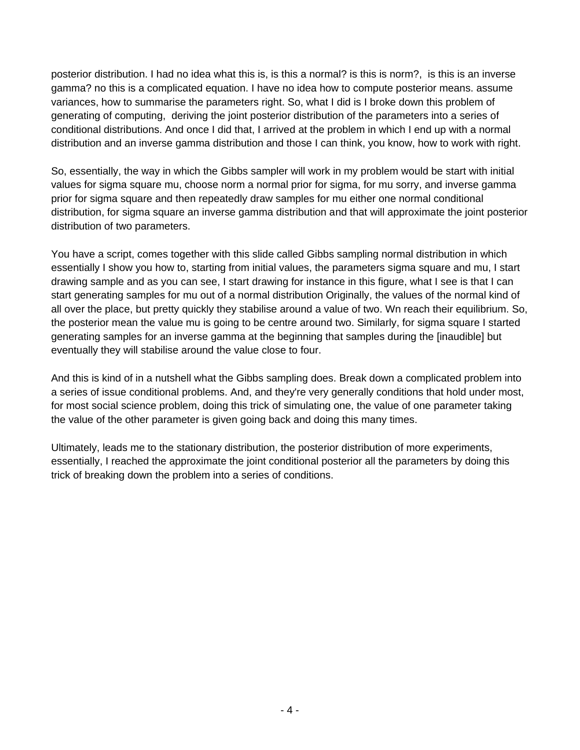posterior distribution. I had no idea what this is, is this a normal? is this is norm?,  is this is an inverse gamma? no this is a complicated equation. I have no idea how to compute posterior means. assume variances, how to summarise the parameters right. So, what I did is I broke down this problem of generating of computing,  deriving the joint posterior distribution of the parameters into a series of conditional distributions. And once I did that, I arrived at the problem in which I end up with a normal distribution and an inverse gamma distribution and those I can think, you know, how to work with right.

So, essentially, the way in which the Gibbs sampler will work in my problem would be start with initial values for sigma square mu, choose norm a normal prior for sigma, for mu sorry, and inverse gamma prior for sigma square and then repeatedly draw samples for mu either one normal conditional distribution, for sigma square an inverse gamma distribution and that will approximate the joint posterior distribution of two parameters.

You have a script, comes together with this slide called Gibbs sampling normal distribution in which essentially I show you how to, starting from initial values, the parameters sigma square and mu, I start drawing sample and as you can see, I start drawing for instance in this figure, what I see is that I can start generating samples for mu out of a normal distribution Originally, the values of the normal kind of all over the place, but pretty quickly they stabilise around a value of two. Wn reach their equilibrium. So, the posterior mean the value mu is going to be centre around two. Similarly, for sigma square I started generating samples for an inverse gamma at the beginning that samples during the [inaudible] but eventually they will stabilise around the value close to four.

And this is kind of in a nutshell what the Gibbs sampling does. Break down a complicated problem into a series of issue conditional problems. And, and they're very generally conditions that hold under most, for most social science problem, doing this trick of simulating one, the value of one parameter taking the value of the other parameter is given going back and doing this many times.

Ultimately, leads me to the stationary distribution, the posterior distribution of more experiments, essentially, I reached the approximate the joint conditional posterior all the parameters by doing this trick of breaking down the problem into a series of conditions.